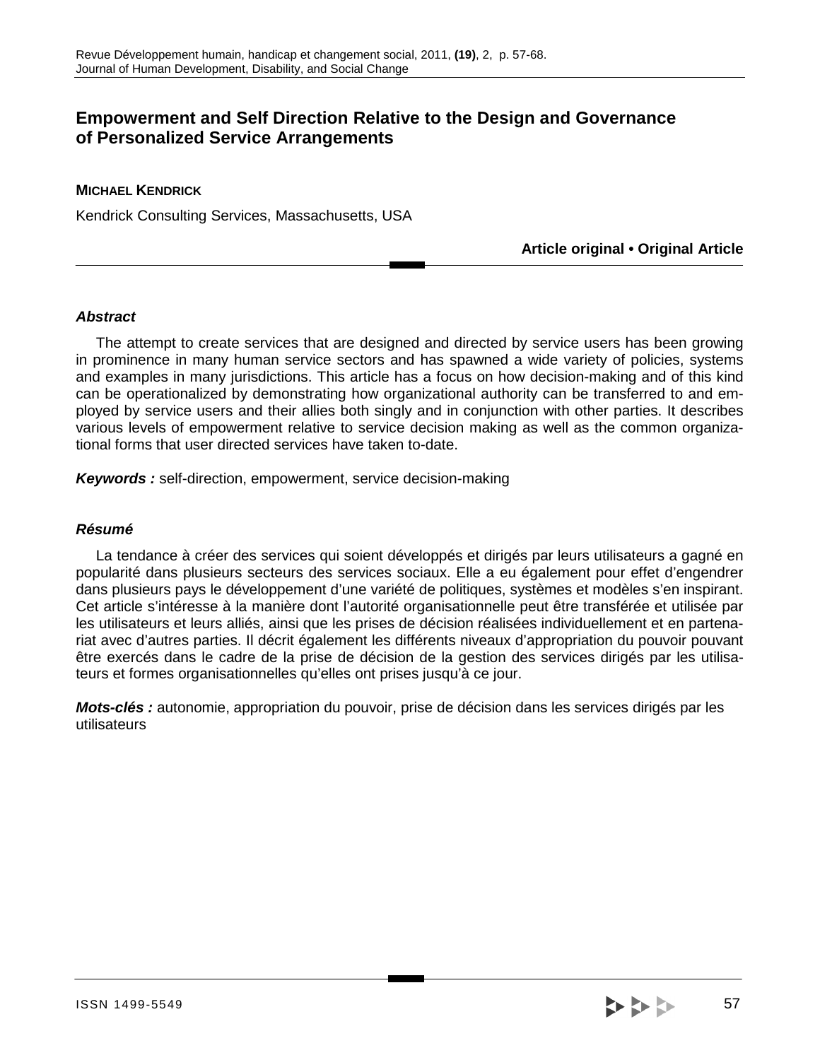# Empowerment and Self Direction Relative to the Design and Governance of Personalized Service Arrangements

**MICHAEL KENDRICK**

Kendrick Consulting Services, Massachusetts, USA

**Article original • Original Article**

***Abstract***

The attempt to create services that are designed and directed by service users has been growing in prominence in many human service sectors and has spawned a wide variety of policies, systems and examples in many jurisdictions. This article has a focus on how decision-making and of this kind can be operationalized by demonstrating how organizational authority can be transferred to and employed by service users and their allies both singly and in conjunction with other parties. It describes various levels of empowerment relative to service decision making as well as the common organizational forms that user directed services have taken to-date.

***Keywords :*** self-direction, empowerment, service decision-making

***Résumé***

La tendance à créer des services qui soient développés et dirigés par leurs utilisateurs a gagné en popularité dans plusieurs secteurs des services sociaux. Elle a eu également pour effet d'engendrer dans plusieurs pays le développement d'une variété de politiques, systèmes et modèles s'en inspirant. Cet article s'intéresse à la manière dont l'autorité organisationnelle peut être transférée et utilisée par les utilisateurs et leurs alliés, ainsi que les prises de décision réalisées individuellement et en partenariat avec d'autres parties. Il décrit également les différents niveaux d'appropriation du pouvoir pouvant être exercés dans le cadre de la prise de décision de la gestion des services dirigés par les utilisateurs et formes organisationnelles qu'elles ont prises jusqu'à ce jour.

***Mots-clés :*** autonomie, appropriation du pouvoir, prise de décision dans les services dirigés par les utilisateurs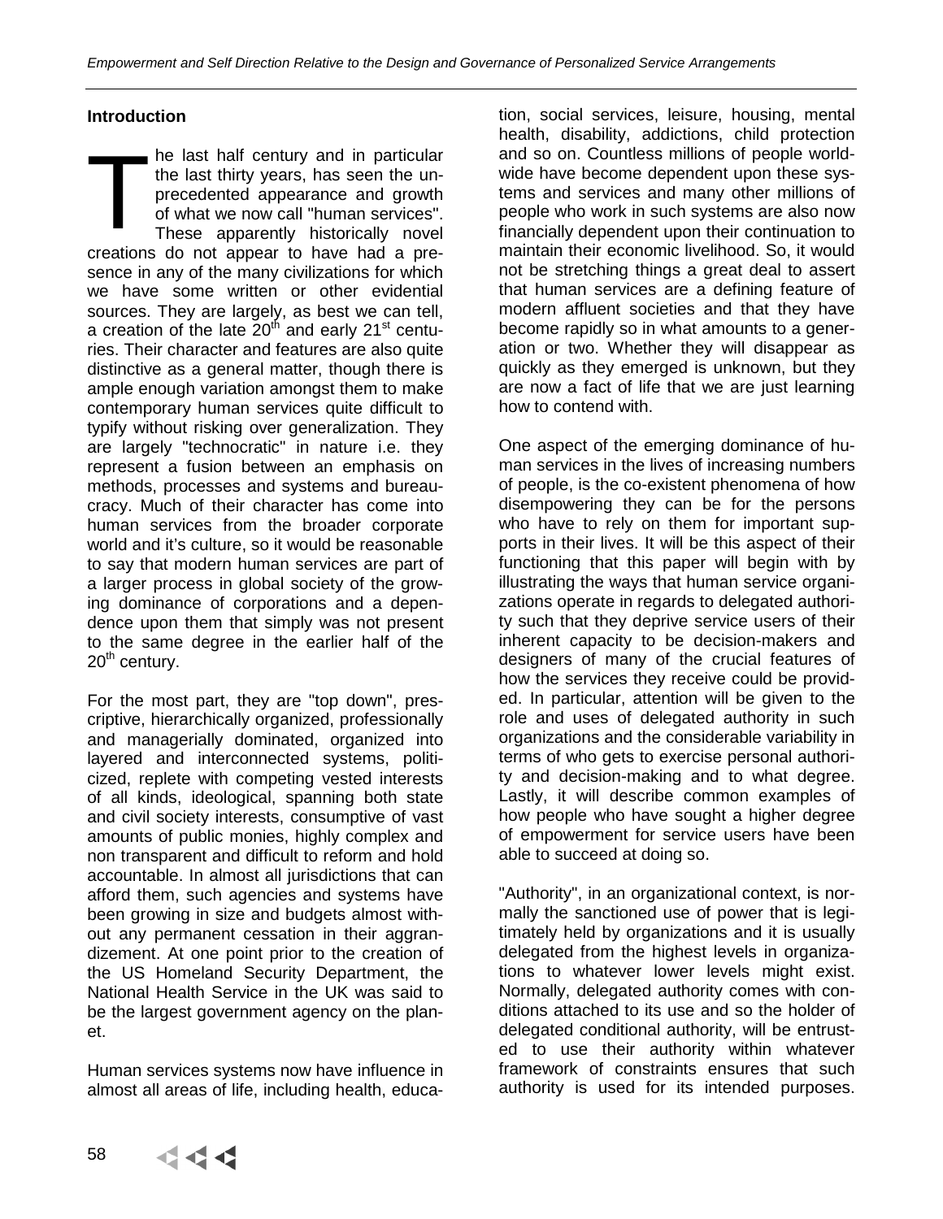## Introduction

The last half century and in particular the last thirty years, has seen the unprecedented appearance and growth of what we now call "human services". These apparently historically novel creations do not appear to have had a presence in any of the many civilizations for which we have some written or other evidential sources. They are largely, as best we can tell, a creation of the late 20th and early 21st centuries. Their character and features are also quite distinctive as a general matter, though there is ample enough variation amongst them to make contemporary human services quite difficult to typify without risking over generalization. They are largely "technocratic" in nature i.e. they represent a fusion between an emphasis on methods, processes and systems and bureaucracy. Much of their character has come into human services from the broader corporate world and it's culture, so it would be reasonable to say that modern human services are part of a larger process in global society of the growing dominance of corporations and a dependence upon them that simply was not present to the same degree in the earlier half of the 20th century.

For the most part, they are "top down", prescriptive, hierarchically organized, professionally and managerially dominated, organized into layered and interconnected systems, politicized, replete with competing vested interests of all kinds, ideological, spanning both state and civil society interests, consumptive of vast amounts of public monies, highly complex and non transparent and difficult to reform and hold accountable. In almost all jurisdictions that can afford them, such agencies and systems have been growing in size and budgets almost without any permanent cessation in their aggrandizement. At one point prior to the creation of the US Homeland Security Department, the National Health Service in the UK was said to be the largest government agency on the planet.

Human services systems now have influence in almost all areas of life, including health, education, social services, leisure, housing, mental health, disability, addictions, child protection and so on. Countless millions of people worldwide have become dependent upon these systems and services and many other millions of people who work in such systems are also now financially dependent upon their continuation to maintain their economic livelihood. So, it would not be stretching things a great deal to assert that human services are a defining feature of modern affluent societies and that they have become rapidly so in what amounts to a generation or two. Whether they will disappear as quickly as they emerged is unknown, but they are now a fact of life that we are just learning how to contend with.

One aspect of the emerging dominance of human services in the lives of increasing numbers of people, is the co-existent phenomena of how disempowering they can be for the persons who have to rely on them for important supports in their lives. It will be this aspect of their functioning that this paper will begin with by illustrating the ways that human service organizations operate in regards to delegated authority such that they deprive service users of their inherent capacity to be decision-makers and designers of many of the crucial features of how the services they receive could be provided. In particular, attention will be given to the role and uses of delegated authority in such organizations and the considerable variability in terms of who gets to exercise personal authority and decision-making and to what degree. Lastly, it will describe common examples of how people who have sought a higher degree of empowerment for service users have been able to succeed at doing so.

"Authority", in an organizational context, is normally the sanctioned use of power that is legitimately held by organizations and it is usually delegated from the highest levels in organizations to whatever lower levels might exist. Normally, delegated authority comes with conditions attached to its use and so the holder of delegated conditional authority, will be entrusted to use their authority within whatever framework of constraints ensures that such authority is used for its intended purposes.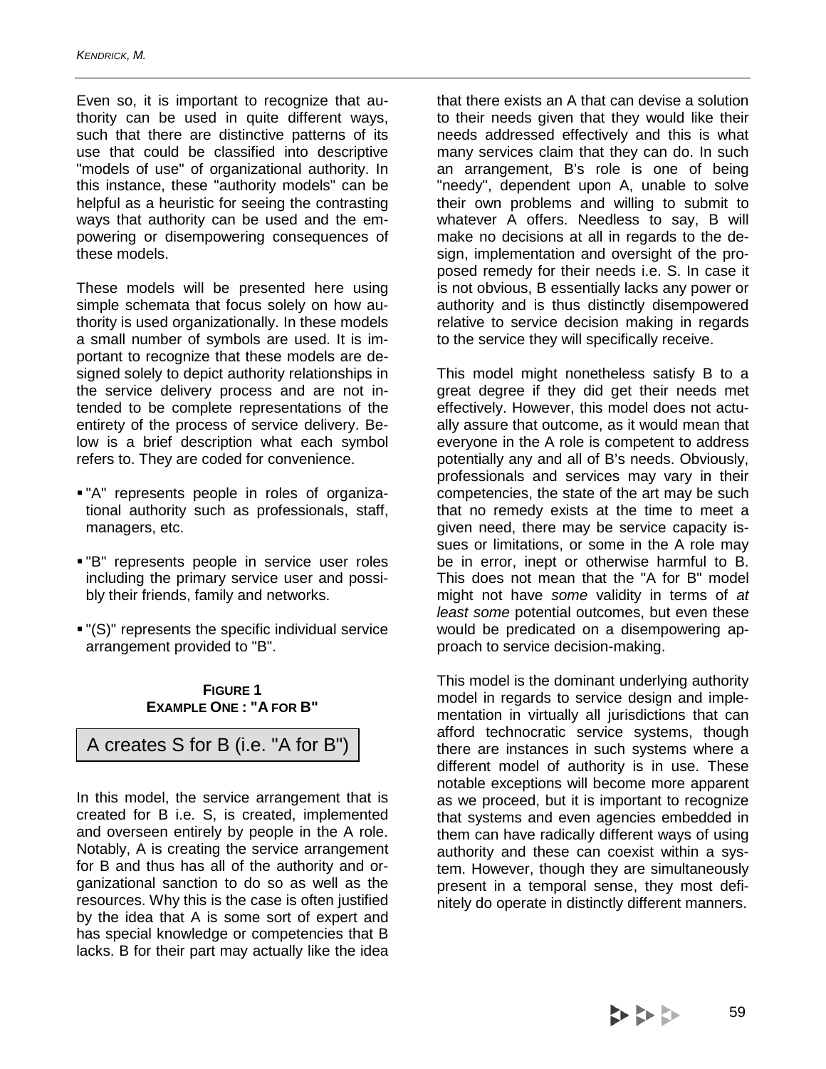Even so, it is important to recognize that authority can be used in quite different ways, such that there are distinctive patterns of its use that could be classified into descriptive "models of use" of organizational authority. In this instance, these "authority models" can be helpful as a heuristic for seeing the contrasting ways that authority can be used and the empowering or disempowering consequences of these models.

These models will be presented here using simple schemata that focus solely on how authority is used organizationally. In these models a small number of symbols are used. It is important to recognize that these models are designed solely to depict authority relationships in the service delivery process and are not intended to be complete representations of the entirety of the process of service delivery. Below is a brief description what each symbol refers to. They are coded for convenience.

- "A" represents people in roles of organizational authority such as professionals, staff, managers, etc.
- "B" represents people in service user roles including the primary service user and possibly their friends, family and networks.
- "(S)" represents the specific individual service arrangement provided to "B".

**FIGURE 1**
**EXAMPLE ONE : "A FOR B"**

A creates S for B (i.e. "A for B")

In this model, the service arrangement that is created for B i.e. S, is created, implemented and overseen entirely by people in the A role. Notably, A is creating the service arrangement for B and thus has all of the authority and organizational sanction to do so as well as the resources. Why this is the case is often justified by the idea that A is some sort of expert and has special knowledge or competencies that B lacks. B for their part may actually like the idea that there exists an A that can devise a solution to their needs given that they would like their needs addressed effectively and this is what many services claim that they can do. In such an arrangement, B's role is one of being "needy", dependent upon A, unable to solve their own problems and willing to submit to whatever A offers. Needless to say, B will make no decisions at all in regards to the design, implementation and oversight of the proposed remedy for their needs i.e. S. In case it is not obvious, B essentially lacks any power or authority and is thus distinctly disempowered relative to service decision making in regards to the service they will specifically receive.

This model might nonetheless satisfy B to a great degree if they did get their needs met effectively. However, this model does not actually assure that outcome, as it would mean that everyone in the A role is competent to address potentially any and all of B's needs. Obviously, professionals and services may vary in their competencies, the state of the art may be such that no remedy exists at the time to meet a given need, there may be service capacity issues or limitations, or some in the A role may be in error, inept or otherwise harmful to B. This does not mean that the "A for B" model might not have *some* validity in terms of *at least some* potential outcomes, but even these would be predicated on a disempowering approach to service decision-making.

This model is the dominant underlying authority model in regards to service design and implementation in virtually all jurisdictions that can afford technocratic service systems, though there are instances in such systems where a different model of authority is in use. These notable exceptions will become more apparent as we proceed, but it is important to recognize that systems and even agencies embedded in them can have radically different ways of using authority and these can coexist within a system. However, though they are simultaneously present in a temporal sense, they most definitely do operate in distinctly different manners.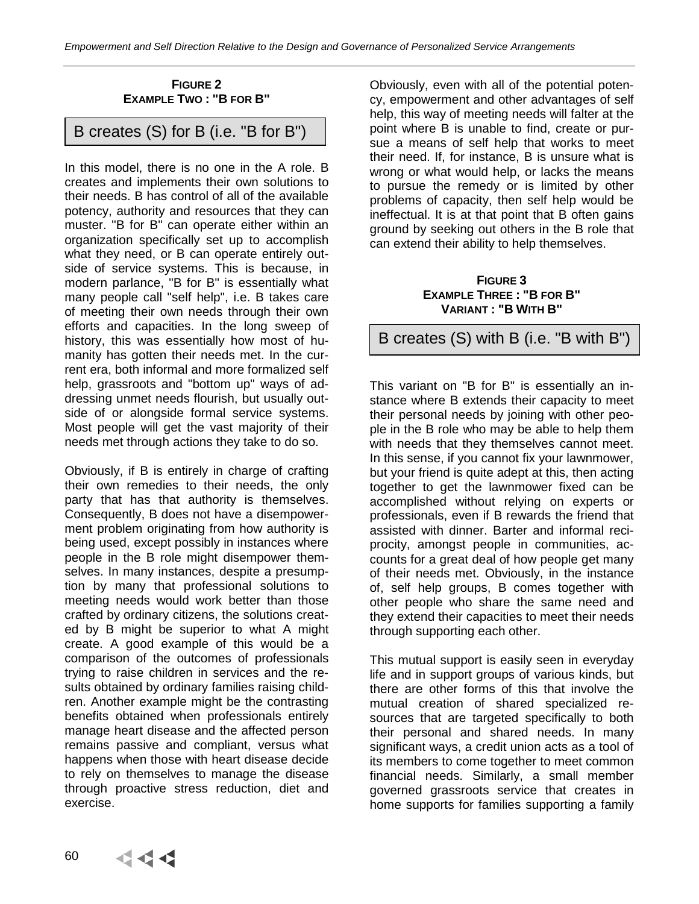**FIGURE 2**
**EXAMPLE TWO : "B FOR B"**

B creates (S) for B (i.e. "B for B")

In this model, there is no one in the A role. B creates and implements their own solutions to their needs. B has control of all of the available potency, authority and resources that they can muster. "B for B" can operate either within an organization specifically set up to accomplish what they need, or B can operate entirely outside of service systems. This is because, in modern parlance, "B for B" is essentially what many people call "self help", i.e. B takes care of meeting their own needs through their own efforts and capacities. In the long sweep of history, this was essentially how most of humanity has gotten their needs met. In the current era, both informal and more formalized self help, grassroots and "bottom up" ways of addressing unmet needs flourish, but usually outside of or alongside formal service systems. Most people will get the vast majority of their needs met through actions they take to do so.

Obviously, if B is entirely in charge of crafting their own remedies to their needs, the only party that has that authority is themselves. Consequently, B does not have a disempowerment problem originating from how authority is being used, except possibly in instances where people in the B role might disempower themselves. In many instances, despite a presumption by many that professional solutions to meeting needs would work better than those crafted by ordinary citizens, the solutions created by B might be superior to what A might create. A good example of this would be a comparison of the outcomes of professionals trying to raise children in services and the results obtained by ordinary families raising children. Another example might be the contrasting benefits obtained when professionals entirely manage heart disease and the affected person remains passive and compliant, versus what happens when those with heart disease decide to rely on themselves to manage the disease through proactive stress reduction, diet and exercise.

Obviously, even with all of the potential potency, empowerment and other advantages of self help, this way of meeting needs will falter at the point where B is unable to find, create or pursue a means of self help that works to meet their need. If, for instance, B is unsure what is wrong or what would help, or lacks the means to pursue the remedy or is limited by other problems of capacity, then self help would be ineffectual. It is at that point that B often gains ground by seeking out others in the B role that can extend their ability to help themselves.

**FIGURE 3**
**EXAMPLE THREE : "B FOR B"**
**VARIANT : "B WITH B"**

B creates (S) with B (i.e. "B with B")

This variant on "B for B" is essentially an instance where B extends their capacity to meet their personal needs by joining with other people in the B role who may be able to help them with needs that they themselves cannot meet. In this sense, if you cannot fix your lawnmower, but your friend is quite adept at this, then acting together to get the lawnmower fixed can be accomplished without relying on experts or professionals, even if B rewards the friend that assisted with dinner. Barter and informal reciprocity, amongst people in communities, accounts for a great deal of how people get many of their needs met. Obviously, in the instance of, self help groups, B comes together with other people who share the same need and they extend their capacities to meet their needs through supporting each other.

This mutual support is easily seen in everyday life and in support groups of various kinds, but there are other forms of this that involve the mutual creation of shared specialized resources that are targeted specifically to both their personal and shared needs. In many significant ways, a credit union acts as a tool of its members to come together to meet common financial needs. Similarly, a small member governed grassroots service that creates in home supports for families supporting a family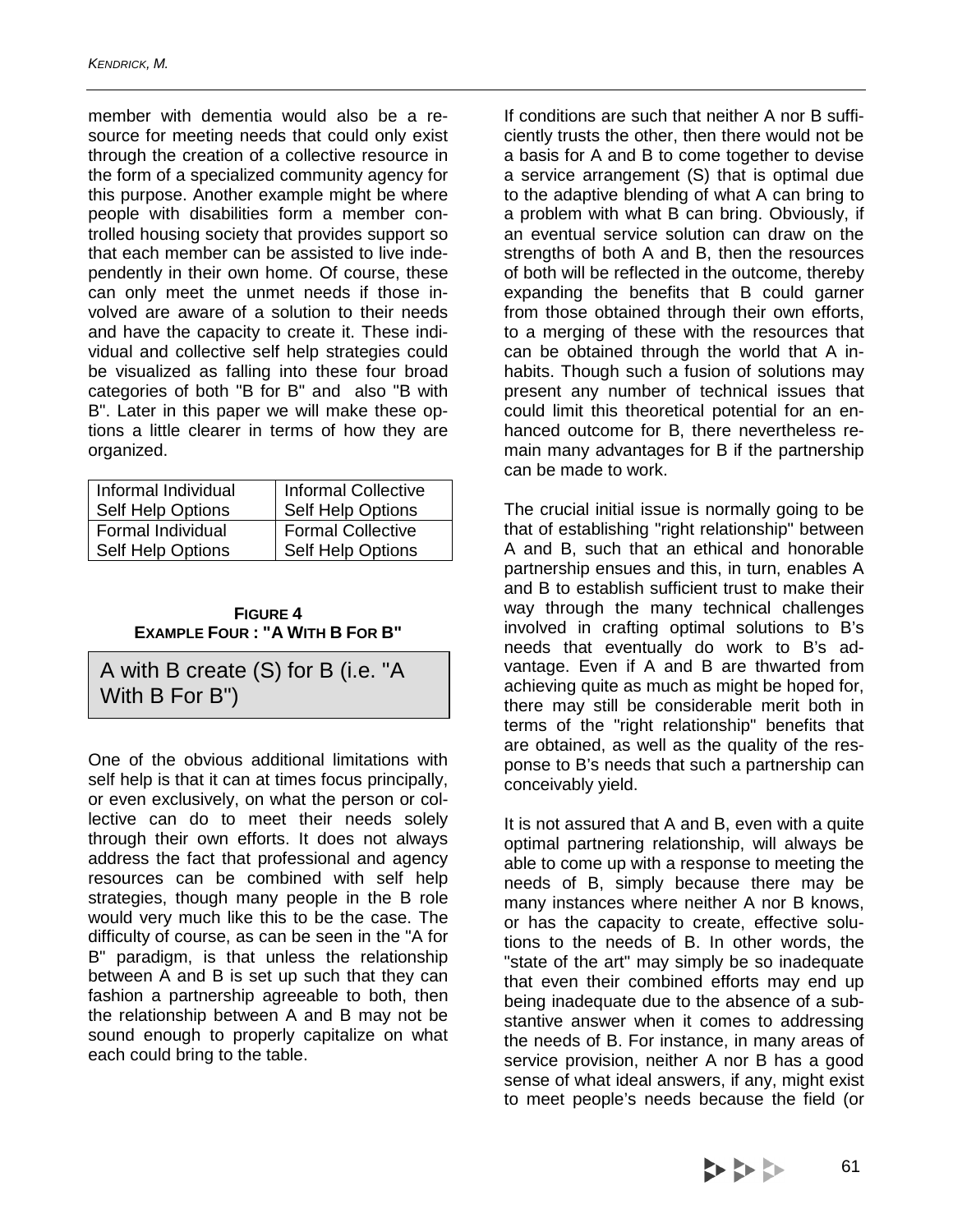member with dementia would also be a resource for meeting needs that could only exist through the creation of a collective resource in the form of a specialized community agency for this purpose. Another example might be where people with disabilities form a member controlled housing society that provides support so that each member can be assisted to live independently in their own home. Of course, these can only meet the unmet needs if those involved are aware of a solution to their needs and have the capacity to create it. These individual and collective self help strategies could be visualized as falling into these four broad categories of both "B for B" and also "B with B". Later in this paper we will make these options a little clearer in terms of how they are organized.

| Informal Individual Self Help Options | Informal Collective Self Help Options |
|---|---|
| Formal Individual Self Help Options | Formal Collective Self Help Options |

**FIGURE 4**
**EXAMPLE FOUR : "A WITH B FOR B"**

A with B create (S) for B (i.e. "A With B For B")

One of the obvious additional limitations with self help is that it can at times focus principally, or even exclusively, on what the person or collective can do to meet their needs solely through their own efforts. It does not always address the fact that professional and agency resources can be combined with self help strategies, though many people in the B role would very much like this to be the case. The difficulty of course, as can be seen in the "A for B" paradigm, is that unless the relationship between A and B is set up such that they can fashion a partnership agreeable to both, then the relationship between A and B may not be sound enough to properly capitalize on what each could bring to the table.

If conditions are such that neither A nor B sufficiently trusts the other, then there would not be a basis for A and B to come together to devise a service arrangement (S) that is optimal due to the adaptive blending of what A can bring to a problem with what B can bring. Obviously, if an eventual service solution can draw on the strengths of both A and B, then the resources of both will be reflected in the outcome, thereby expanding the benefits that B could garner from those obtained through their own efforts, to a merging of these with the resources that can be obtained through the world that A inhabits. Though such a fusion of solutions may present any number of technical issues that could limit this theoretical potential for an enhanced outcome for B, there nevertheless remain many advantages for B if the partnership can be made to work.

The crucial initial issue is normally going to be that of establishing "right relationship" between A and B, such that an ethical and honorable partnership ensues and this, in turn, enables A and B to establish sufficient trust to make their way through the many technical challenges involved in crafting optimal solutions to B's needs that eventually do work to B's advantage. Even if A and B are thwarted from achieving quite as much as might be hoped for, there may still be considerable merit both in terms of the "right relationship" benefits that are obtained, as well as the quality of the response to B's needs that such a partnership can conceivably yield.

It is not assured that A and B, even with a quite optimal partnering relationship, will always be able to come up with a response to meeting the needs of B, simply because there may be many instances where neither A nor B knows, or has the capacity to create, effective solutions to the needs of B. In other words, the "state of the art" may simply be so inadequate that even their combined efforts may end up being inadequate due to the absence of a substantive answer when it comes to addressing the needs of B. For instance, in many areas of service provision, neither A nor B has a good sense of what ideal answers, if any, might exist to meet people's needs because the field (or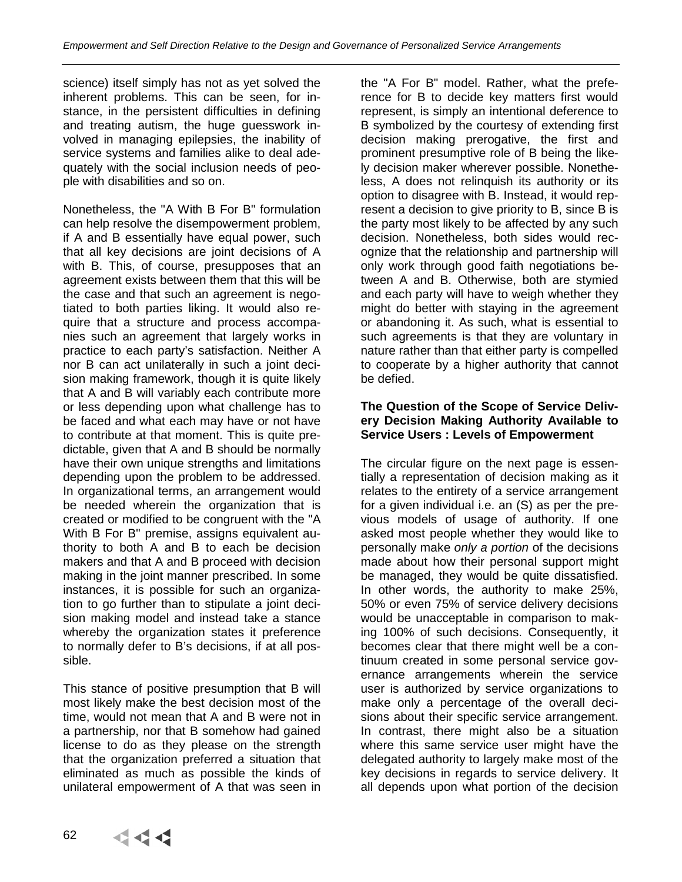science) itself simply has not as yet solved the inherent problems. This can be seen, for instance, in the persistent difficulties in defining and treating autism, the huge guesswork involved in managing epilepsies, the inability of service systems and families alike to deal adequately with the social inclusion needs of people with disabilities and so on.

Nonetheless, the "A With B For B" formulation can help resolve the disempowerment problem, if A and B essentially have equal power, such that all key decisions are joint decisions of A with B. This, of course, presupposes that an agreement exists between them that this will be the case and that such an agreement is negotiated to both parties liking. It would also require that a structure and process accompanies such an agreement that largely works in practice to each party's satisfaction. Neither A nor B can act unilaterally in such a joint decision making framework, though it is quite likely that A and B will variably each contribute more or less depending upon what challenge has to be faced and what each may have or not have to contribute at that moment. This is quite predictable, given that A and B should be normally have their own unique strengths and limitations depending upon the problem to be addressed. In organizational terms, an arrangement would be needed wherein the organization that is created or modified to be congruent with the "A With B For B" premise, assigns equivalent authority to both A and B to each be decision makers and that A and B proceed with decision making in the joint manner prescribed. In some instances, it is possible for such an organization to go further than to stipulate a joint decision making model and instead take a stance whereby the organization states it preference to normally defer to B's decisions, if at all possible.

This stance of positive presumption that B will most likely make the best decision most of the time, would not mean that A and B were not in a partnership, nor that B somehow had gained license to do as they please on the strength that the organization preferred a situation that eliminated as much as possible the kinds of unilateral empowerment of A that was seen in the "A For B" model. Rather, what the preference for B to decide key matters first would represent, is simply an intentional deference to B symbolized by the courtesy of extending first decision making prerogative, the first and prominent presumptive role of B being the likely decision maker wherever possible. Nonetheless, A does not relinquish its authority or its option to disagree with B. Instead, it would represent a decision to give priority to B, since B is the party most likely to be affected by any such decision. Nonetheless, both sides would recognize that the relationship and partnership will only work through good faith negotiations between A and B. Otherwise, both are stymied and each party will have to weigh whether they might do better with staying in the agreement or abandoning it. As such, what is essential to such agreements is that they are voluntary in nature rather than that either party is compelled to cooperate by a higher authority that cannot be defied.

**The Question of the Scope of Service Delivery Decision Making Authority Available to Service Users : Levels of Empowerment**

The circular figure on the next page is essentially a representation of decision making as it relates to the entirety of a service arrangement for a given individual i.e. an (S) as per the previous models of usage of authority. If one asked most people whether they would like to personally make *only a portion* of the decisions made about how their personal support might be managed, they would be quite dissatisfied. In other words, the authority to make 25%, 50% or even 75% of service delivery decisions would be unacceptable in comparison to making 100% of such decisions. Consequently, it becomes clear that there might well be a continuum created in some personal service governance arrangements wherein the service user is authorized by service organizations to make only a percentage of the overall decisions about their specific service arrangement. In contrast, there might also be a situation where this same service user might have the delegated authority to largely make most of the key decisions in regards to service delivery. It all depends upon what portion of the decision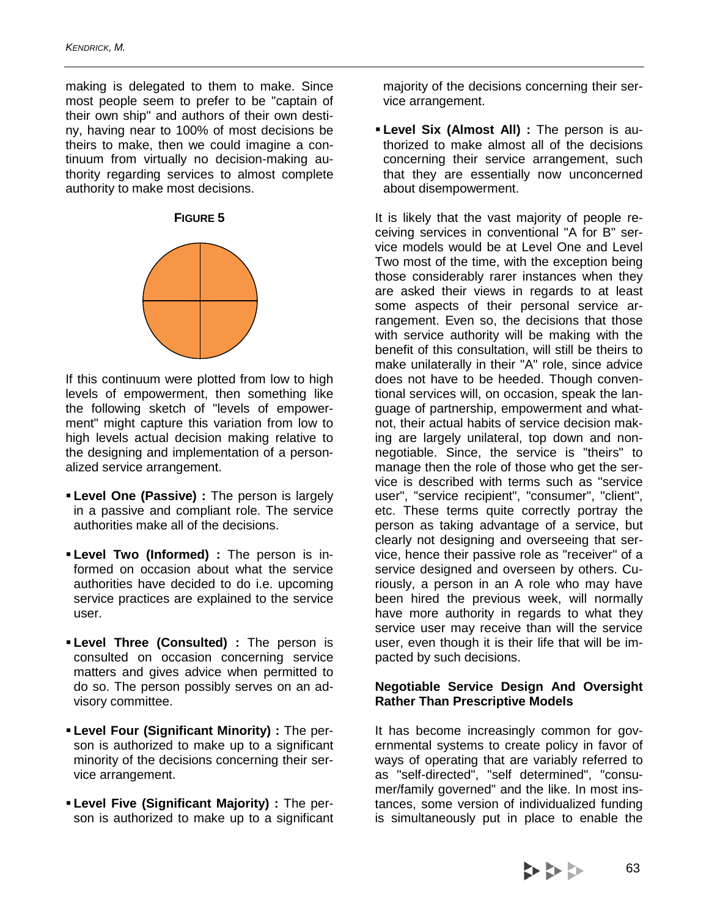making is delegated to them to make. Since most people seem to prefer to be "captain of their own ship" and authors of their own destiny, having near to 100% of most decisions be theirs to make, then we could imagine a continuum from virtually no decision-making authority regarding services to almost complete authority to make most decisions.

**FIGURE 5**

If this continuum were plotted from low to high levels of empowerment, then something like the following sketch of "levels of empowerment" might capture this variation from low to high levels actual decision making relative to the designing and implementation of a personalized service arrangement.

- **Level One (Passive) :** The person is largely in a passive and compliant role. The service authorities make all of the decisions.
- **Level Two (Informed) :** The person is informed on occasion about what the service authorities have decided to do i.e. upcoming service practices are explained to the service user.
- **Level Three (Consulted) :** The person is consulted on occasion concerning service matters and gives advice when permitted to do so. The person possibly serves on an advisory committee.
- **Level Four (Significant Minority) :** The person is authorized to make up to a significant minority of the decisions concerning their service arrangement.
- **Level Five (Significant Majority) :** The person is authorized to make up to a significant majority of the decisions concerning their service arrangement.
- **Level Six (Almost All) :** The person is authorized to make almost all of the decisions concerning their service arrangement, such that they are essentially now unconcerned about disempowerment.

It is likely that the vast majority of people receiving services in conventional "A for B" service models would be at Level One and Level Two most of the time, with the exception being those considerably rarer instances when they are asked their views in regards to at least some aspects of their personal service arrangement. Even so, the decisions that those with service authority will be making with the benefit of this consultation, will still be theirs to make unilaterally in their "A" role, since advice does not have to be heeded. Though conventional services will, on occasion, speak the language of partnership, empowerment and whatnot, their actual habits of service decision making are largely unilateral, top down and non-negotiable. Since, the service is "theirs" to manage then the role of those who get the service is described with terms such as "service user", "service recipient", "consumer", "client", etc. These terms quite correctly portray the person as taking advantage of a service, but clearly not designing and overseeing that service, hence their passive role as "receiver" of a service designed and overseen by others. Curiously, a person in an A role who may have been hired the previous week, will normally have more authority in regards to what they service user may receive than will the service user, even though it is their life that will be impacted by such decisions.

### Negotiable Service Design And Oversight Rather Than Prescriptive Models

It has become increasingly common for governmental systems to create policy in favor of ways of operating that are variably referred to as "self-directed", "self determined", "consumer/family governed" and the like. In most instances, some version of individualized funding is simultaneously put in place to enable the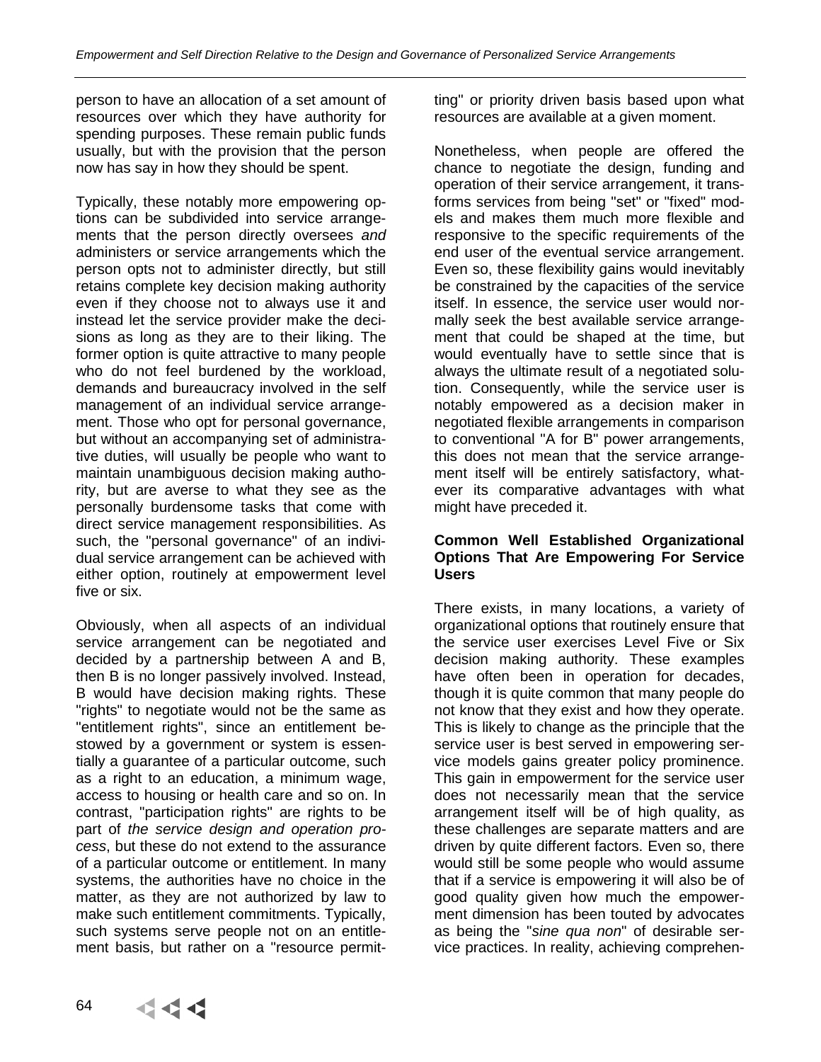person to have an allocation of a set amount of resources over which they have authority for spending purposes. These remain public funds usually, but with the provision that the person now has say in how they should be spent.

Typically, these notably more empowering options can be subdivided into service arrangements that the person directly oversees *and* administers or service arrangements which the person opts not to administer directly, but still retains complete key decision making authority even if they choose not to always use it and instead let the service provider make the decisions as long as they are to their liking. The former option is quite attractive to many people who do not feel burdened by the workload, demands and bureaucracy involved in the self management of an individual service arrangement. Those who opt for personal governance, but without an accompanying set of administrative duties, will usually be people who want to maintain unambiguous decision making authority, but are averse to what they see as the personally burdensome tasks that come with direct service management responsibilities. As such, the "personal governance" of an individual service arrangement can be achieved with either option, routinely at empowerment level five or six.

Obviously, when all aspects of an individual service arrangement can be negotiated and decided by a partnership between A and B, then B is no longer passively involved. Instead, B would have decision making rights. These "rights" to negotiate would not be the same as "entitlement rights", since an entitlement bestowed by a government or system is essentially a guarantee of a particular outcome, such as a right to an education, a minimum wage, access to housing or health care and so on. In contrast, "participation rights" are rights to be part of *the service design and operation process*, but these do not extend to the assurance of a particular outcome or entitlement. In many systems, the authorities have no choice in the matter, as they are not authorized by law to make such entitlement commitments. Typically, such systems serve people not on an entitlement basis, but rather on a "resource permitting" or priority driven basis based upon what resources are available at a given moment.

Nonetheless, when people are offered the chance to negotiate the design, funding and operation of their service arrangement, it transforms services from being "set" or "fixed" models and makes them much more flexible and responsive to the specific requirements of the end user of the eventual service arrangement. Even so, these flexibility gains would inevitably be constrained by the capacities of the service itself. In essence, the service user would normally seek the best available service arrangement that could be shaped at the time, but would eventually have to settle since that is always the ultimate result of a negotiated solution. Consequently, while the service user is notably empowered as a decision maker in negotiated flexible arrangements in comparison to conventional "A for B" power arrangements, this does not mean that the service arrangement itself will be entirely satisfactory, whatever its comparative advantages with what might have preceded it.

**Common Well Established Organizational Options That Are Empowering For Service Users**

There exists, in many locations, a variety of organizational options that routinely ensure that the service user exercises Level Five or Six decision making authority. These examples have often been in operation for decades, though it is quite common that many people do not know that they exist and how they operate. This is likely to change as the principle that the service user is best served in empowering service models gains greater policy prominence. This gain in empowerment for the service user does not necessarily mean that the service arrangement itself will be of high quality, as these challenges are separate matters and are driven by quite different factors. Even so, there would still be some people who would assume that if a service is empowering it will also be of good quality given how much the empowerment dimension has been touted by advocates as being the "*sine qua non*" of desirable service practices. In reality, achieving comprehen-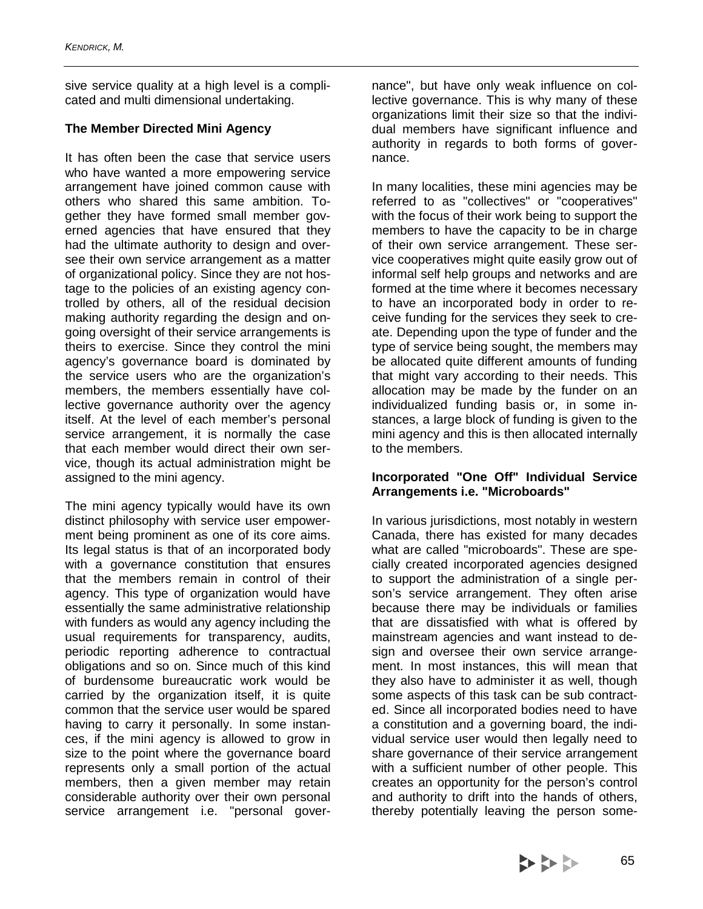sive service quality at a high level is a complicated and multi dimensional undertaking.

**The Member Directed Mini Agency**

It has often been the case that service users who have wanted a more empowering service arrangement have joined common cause with others who shared this same ambition. Together they have formed small member governed agencies that have ensured that they had the ultimate authority to design and oversee their own service arrangement as a matter of organizational policy. Since they are not hostage to the policies of an existing agency controlled by others, all of the residual decision making authority regarding the design and ongoing oversight of their service arrangements is theirs to exercise. Since they control the mini agency's governance board is dominated by the service users who are the organization's members, the members essentially have collective governance authority over the agency itself. At the level of each member's personal service arrangement, it is normally the case that each member would direct their own service, though its actual administration might be assigned to the mini agency.

The mini agency typically would have its own distinct philosophy with service user empowerment being prominent as one of its core aims. Its legal status is that of an incorporated body with a governance constitution that ensures that the members remain in control of their agency. This type of organization would have essentially the same administrative relationship with funders as would any agency including the usual requirements for transparency, audits, periodic reporting adherence to contractual obligations and so on. Since much of this kind of burdensome bureaucratic work would be carried by the organization itself, it is quite common that the service user would be spared having to carry it personally. In some instances, if the mini agency is allowed to grow in size to the point where the governance board represents only a small portion of the actual members, then a given member may retain considerable authority over their own personal service arrangement i.e. "personal governance", but have only weak influence on collective governance. This is why many of these organizations limit their size so that the individual members have significant influence and authority in regards to both forms of governance.

In many localities, these mini agencies may be referred to as "collectives" or "cooperatives" with the focus of their work being to support the members to have the capacity to be in charge of their own service arrangement. These service cooperatives might quite easily grow out of informal self help groups and networks and are formed at the time where it becomes necessary to have an incorporated body in order to receive funding for the services they seek to create. Depending upon the type of funder and the type of service being sought, the members may be allocated quite different amounts of funding that might vary according to their needs. This allocation may be made by the funder on an individualized funding basis or, in some instances, a large block of funding is given to the mini agency and this is then allocated internally to the members.

**Incorporated "One Off" Individual Service Arrangements i.e. "Microboards"**

In various jurisdictions, most notably in western Canada, there has existed for many decades what are called "microboards". These are specially created incorporated agencies designed to support the administration of a single person's service arrangement. They often arise because there may be individuals or families that are dissatisfied with what is offered by mainstream agencies and want instead to design and oversee their own service arrangement. In most instances, this will mean that they also have to administer it as well, though some aspects of this task can be sub contracted. Since all incorporated bodies need to have a constitution and a governing board, the individual service user would then legally need to share governance of their service arrangement with a sufficient number of other people. This creates an opportunity for the person's control and authority to drift into the hands of others, thereby potentially leaving the person some-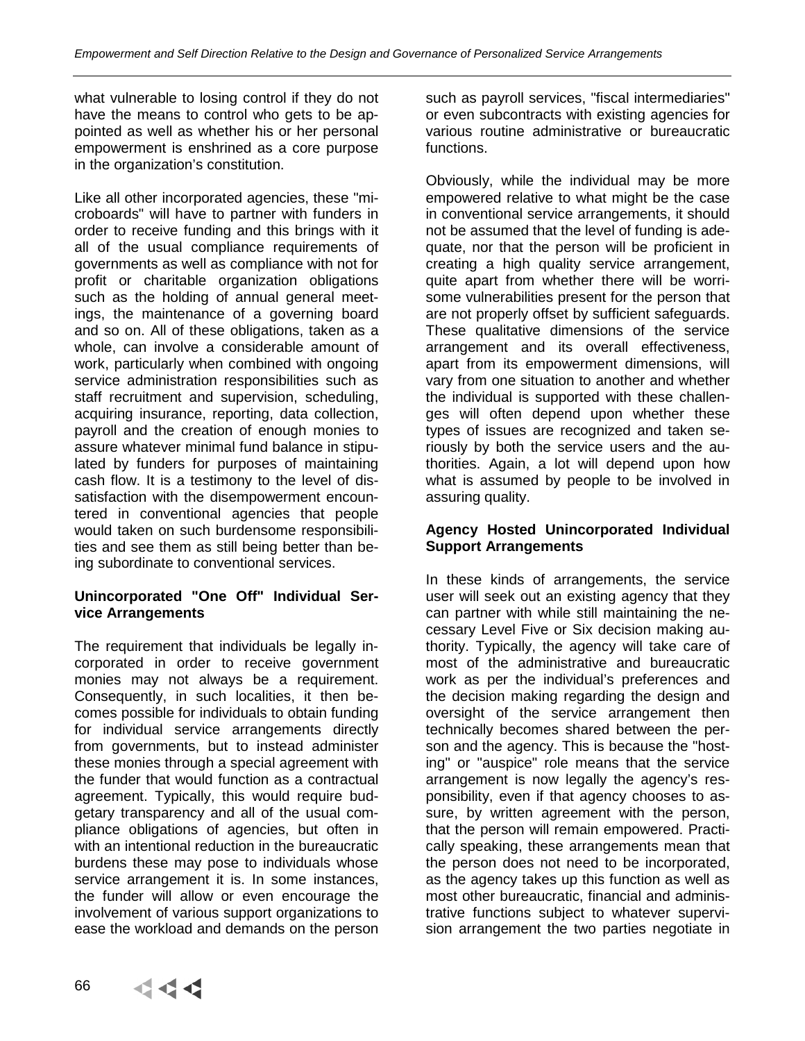what vulnerable to losing control if they do not have the means to control who gets to be appointed as well as whether his or her personal empowerment is enshrined as a core purpose in the organization's constitution.

Like all other incorporated agencies, these "microboards" will have to partner with funders in order to receive funding and this brings with it all of the usual compliance requirements of governments as well as compliance with not for profit or charitable organization obligations such as the holding of annual general meetings, the maintenance of a governing board and so on. All of these obligations, taken as a whole, can involve a considerable amount of work, particularly when combined with ongoing service administration responsibilities such as staff recruitment and supervision, scheduling, acquiring insurance, reporting, data collection, payroll and the creation of enough monies to assure whatever minimal fund balance in stipulated by funders for purposes of maintaining cash flow. It is a testimony to the level of dissatisfaction with the disempowerment encountered in conventional agencies that people would taken on such burdensome responsibilities and see them as still being better than being subordinate to conventional services.

**Unincorporated "One Off" Individual Service Arrangements**

The requirement that individuals be legally incorporated in order to receive government monies may not always be a requirement. Consequently, in such localities, it then becomes possible for individuals to obtain funding for individual service arrangements directly from governments, but to instead administer these monies through a special agreement with the funder that would function as a contractual agreement. Typically, this would require budgetary transparency and all of the usual compliance obligations of agencies, but often in with an intentional reduction in the bureaucratic burdens these may pose to individuals whose service arrangement it is. In some instances, the funder will allow or even encourage the involvement of various support organizations to ease the workload and demands on the person such as payroll services, "fiscal intermediaries" or even subcontracts with existing agencies for various routine administrative or bureaucratic functions.

Obviously, while the individual may be more empowered relative to what might be the case in conventional service arrangements, it should not be assumed that the level of funding is adequate, nor that the person will be proficient in creating a high quality service arrangement, quite apart from whether there will be worrisome vulnerabilities present for the person that are not properly offset by sufficient safeguards. These qualitative dimensions of the service arrangement and its overall effectiveness, apart from its empowerment dimensions, will vary from one situation to another and whether the individual is supported with these challenges will often depend upon whether these types of issues are recognized and taken seriously by both the service users and the authorities. Again, a lot will depend upon how what is assumed by people to be involved in assuring quality.

**Agency Hosted Unincorporated Individual Support Arrangements**

In these kinds of arrangements, the service user will seek out an existing agency that they can partner with while still maintaining the necessary Level Five or Six decision making authority. Typically, the agency will take care of most of the administrative and bureaucratic work as per the individual's preferences and the decision making regarding the design and oversight of the service arrangement then technically becomes shared between the person and the agency. This is because the "hosting" or "auspice" role means that the service arrangement is now legally the agency's responsibility, even if that agency chooses to assure, by written agreement with the person, that the person will remain empowered. Practically speaking, these arrangements mean that the person does not need to be incorporated, as the agency takes up this function as well as most other bureaucratic, financial and administrative functions subject to whatever supervision arrangement the two parties negotiate in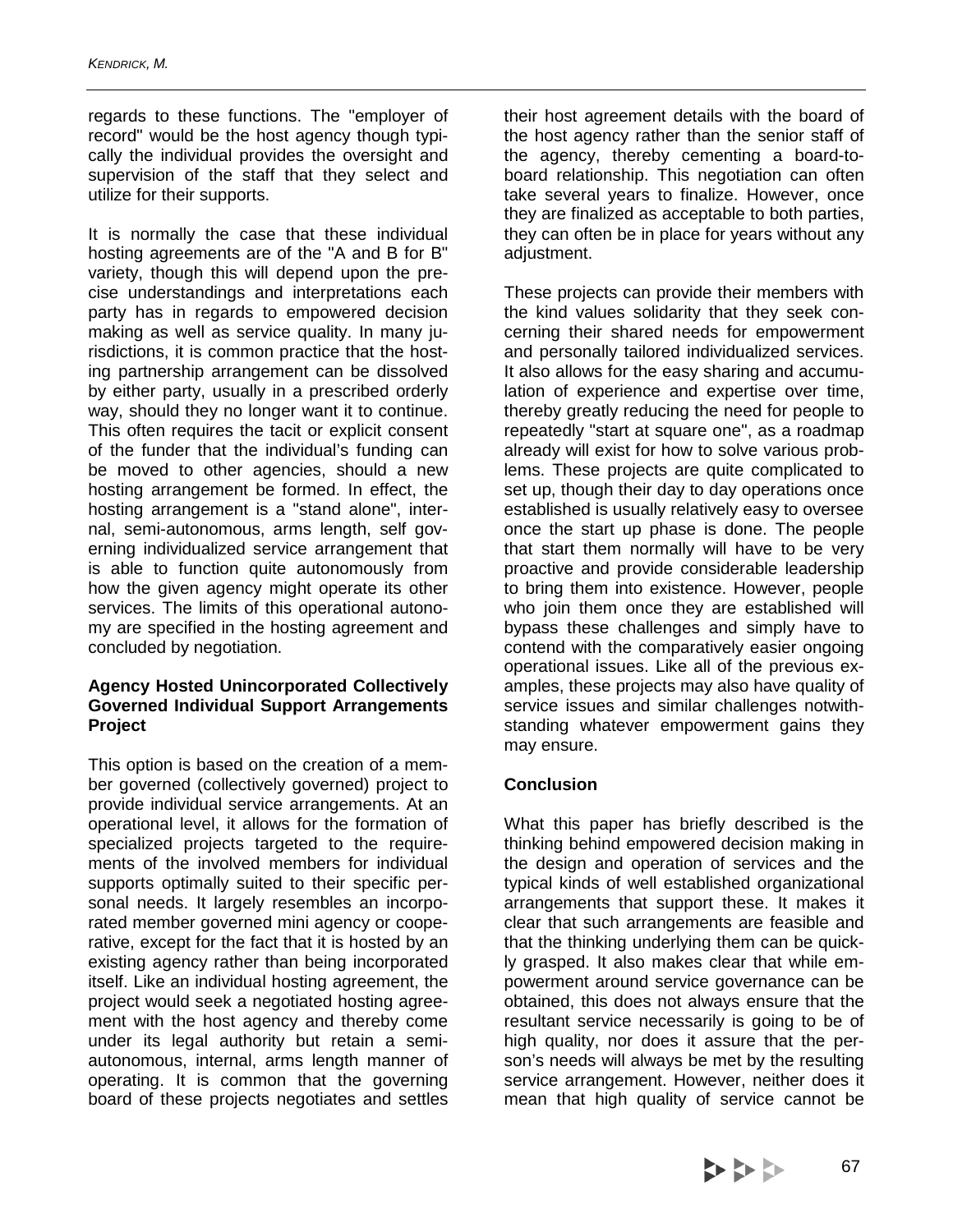regards to these functions. The "employer of record" would be the host agency though typically the individual provides the oversight and supervision of the staff that they select and utilize for their supports.

It is normally the case that these individual hosting agreements are of the "A and B for B" variety, though this will depend upon the precise understandings and interpretations each party has in regards to empowered decision making as well as service quality. In many jurisdictions, it is common practice that the hosting partnership arrangement can be dissolved by either party, usually in a prescribed orderly way, should they no longer want it to continue. This often requires the tacit or explicit consent of the funder that the individual's funding can be moved to other agencies, should a new hosting arrangement be formed. In effect, the hosting arrangement is a "stand alone", internal, semi-autonomous, arms length, self governing individualized service arrangement that is able to function quite autonomously from how the given agency might operate its other services. The limits of this operational autonomy are specified in the hosting agreement and concluded by negotiation.

**Agency Hosted Unincorporated Collectively Governed Individual Support Arrangements Project**

This option is based on the creation of a member governed (collectively governed) project to provide individual service arrangements. At an operational level, it allows for the formation of specialized projects targeted to the requirements of the involved members for individual supports optimally suited to their specific personal needs. It largely resembles an incorporated member governed mini agency or cooperative, except for the fact that it is hosted by an existing agency rather than being incorporated itself. Like an individual hosting agreement, the project would seek a negotiated hosting agreement with the host agency and thereby come under its legal authority but retain a semi-autonomous, internal, arms length manner of operating. It is common that the governing board of these projects negotiates and settles their host agreement details with the board of the host agency rather than the senior staff of the agency, thereby cementing a board-to-board relationship. This negotiation can often take several years to finalize. However, once they are finalized as acceptable to both parties, they can often be in place for years without any adjustment.

These projects can provide their members with the kind values solidarity that they seek concerning their shared needs for empowerment and personally tailored individualized services. It also allows for the easy sharing and accumulation of experience and expertise over time, thereby greatly reducing the need for people to repeatedly "start at square one", as a roadmap already will exist for how to solve various problems. These projects are quite complicated to set up, though their day to day operations once established is usually relatively easy to oversee once the start up phase is done. The people that start them normally will have to be very proactive and provide considerable leadership to bring them into existence. However, people who join them once they are established will bypass these challenges and simply have to contend with the comparatively easier ongoing operational issues. Like all of the previous examples, these projects may also have quality of service issues and similar challenges notwithstanding whatever empowerment gains they may ensure.

**Conclusion**

What this paper has briefly described is the thinking behind empowered decision making in the design and operation of services and the typical kinds of well established organizational arrangements that support these. It makes it clear that such arrangements are feasible and that the thinking underlying them can be quickly grasped. It also makes clear that while empowerment around service governance can be obtained, this does not always ensure that the resultant service necessarily is going to be of high quality, nor does it assure that the person's needs will always be met by the resulting service arrangement. However, neither does it mean that high quality of service cannot be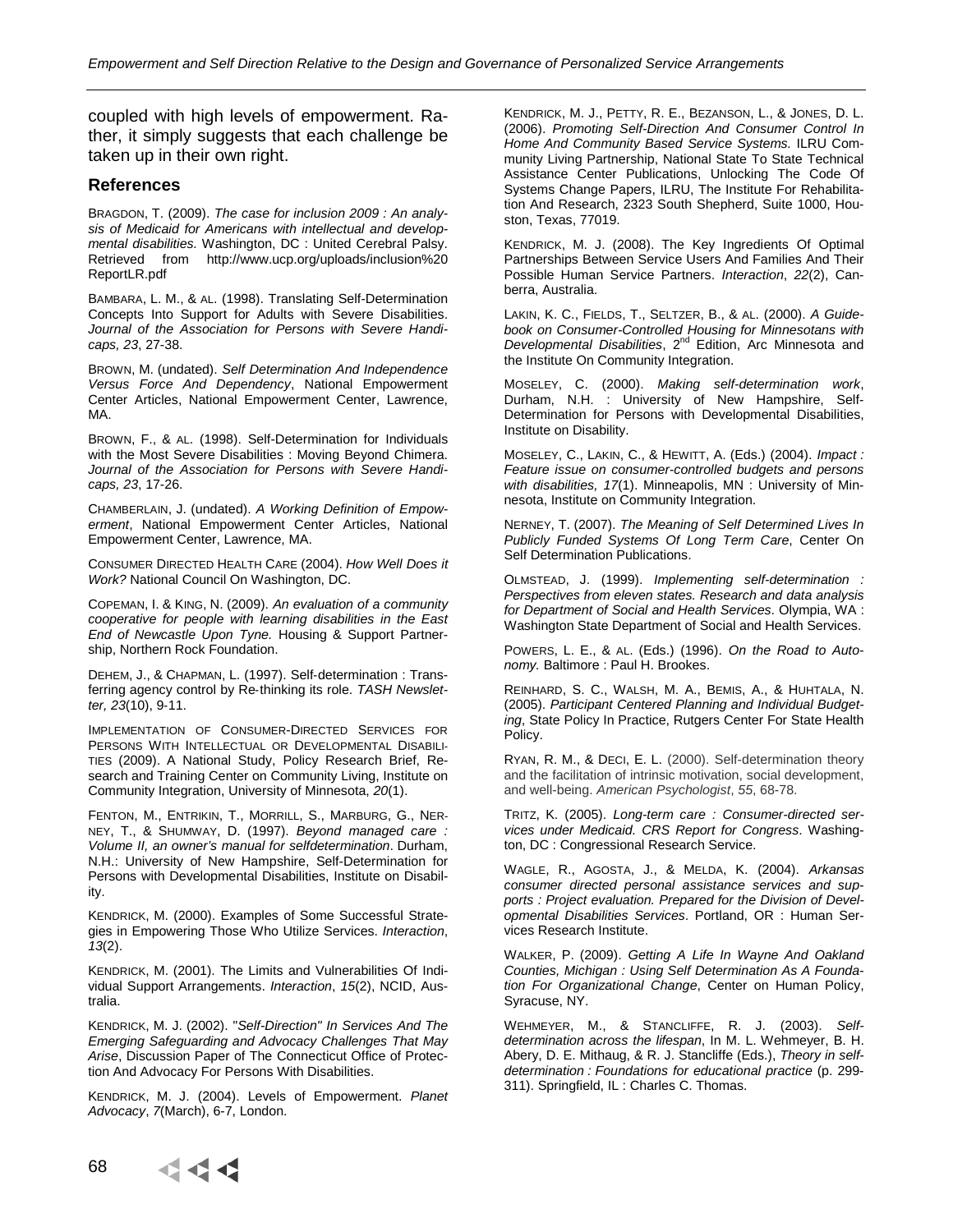coupled with high levels of empowerment. Rather, it simply suggests that each challenge be taken up in their own right.

## References

BRAGDON, T. (2009). *The case for inclusion 2009 : An analysis of Medicaid for Americans with intellectual and developmental disabilities.* Washington, DC : United Cerebral Palsy. Retrieved from http://www.ucp.org/uploads/inclusion%20 ReportLR.pdf

BAMBARA, L. M., & AL. (1998). Translating Self-Determination Concepts Into Support for Adults with Severe Disabilities. *Journal of the Association for Persons with Severe Handicaps, 23*, 27-38.

BROWN, M. (undated). *Self Determination And Independence Versus Force And Dependency*, National Empowerment Center Articles, National Empowerment Center, Lawrence, MA.

BROWN, F., & AL. (1998). Self-Determination for Individuals with the Most Severe Disabilities : Moving Beyond Chimera. *Journal of the Association for Persons with Severe Handicaps, 23*, 17-26.

CHAMBERLAIN, J. (undated). *A Working Definition of Empowerment*, National Empowerment Center Articles, National Empowerment Center, Lawrence, MA.

CONSUMER DIRECTED HEALTH CARE (2004). *How Well Does it Work?* National Council On Washington, DC.

COPEMAN, I. & KING, N. (2009). *An evaluation of a community cooperative for people with learning disabilities in the East End of Newcastle Upon Tyne.* Housing & Support Partnership, Northern Rock Foundation.

DEHEM, J., & CHAPMAN, L. (1997). Self-determination : Transferring agency control by Re-thinking its role. *TASH Newsletter, 23*(10), 9-11.

IMPLEMENTATION OF CONSUMER-DIRECTED SERVICES FOR PERSONS WITH INTELLECTUAL OR DEVELOPMENTAL DISABILITIES (2009). A National Study, Policy Research Brief, Research and Training Center on Community Living, Institute on Community Integration, University of Minnesota, *20*(1).

FENTON, M., ENTRIKIN, T., MORRILL, S., MARBURG, G., NERNEY, T., & SHUMWAY, D. (1997). *Beyond managed care : Volume II, an owner's manual for selfdetermination*. Durham, N.H.: University of New Hampshire, Self-Determination for Persons with Developmental Disabilities, Institute on Disability.

KENDRICK, M. (2000). Examples of Some Successful Strategies in Empowering Those Who Utilize Services. *Interaction*, *13*(2).

KENDRICK, M. (2001). The Limits and Vulnerabilities Of Individual Support Arrangements. *Interaction*, *15*(2), NCID, Australia.

KENDRICK, M. J. (2002). "*Self-Direction" In Services And The Emerging Safeguarding and Advocacy Challenges That May Arise*, Discussion Paper of The Connecticut Office of Protection And Advocacy For Persons With Disabilities.

KENDRICK, M. J. (2004). Levels of Empowerment. *Planet Advocacy*, *7*(March), 6-7, London.

KENDRICK, M. J., PETTY, R. E., BEZANSON, L., & JONES, D. L. (2006). *Promoting Self-Direction And Consumer Control In Home And Community Based Service Systems.* ILRU Community Living Partnership, National State To State Technical Assistance Center Publications, Unlocking The Code Of Systems Change Papers, ILRU, The Institute For Rehabilitation And Research, 2323 South Shepherd, Suite 1000, Houston, Texas, 77019.

KENDRICK, M. J. (2008). The Key Ingredients Of Optimal Partnerships Between Service Users And Families And Their Possible Human Service Partners. *Interaction*, *22*(2), Canberra, Australia.

LAKIN, K. C., FIELDS, T., SELTZER, B., & AL. (2000). *A Guidebook on Consumer-Controlled Housing for Minnesotans with Developmental Disabilities*, 2nd Edition, Arc Minnesota and the Institute On Community Integration.

MOSELEY, C. (2000). *Making self-determination work*, Durham, N.H. : University of New Hampshire, Self-Determination for Persons with Developmental Disabilities, Institute on Disability.

MOSELEY, C., LAKIN, C., & HEWITT, A. (Eds.) (2004). *Impact : Feature issue on consumer-controlled budgets and persons with disabilities, 17*(1). Minneapolis, MN : University of Minnesota, Institute on Community Integration.

NERNEY, T. (2007). *The Meaning of Self Determined Lives In Publicly Funded Systems Of Long Term Care*, Center On Self Determination Publications.

OLMSTEAD, J. (1999). *Implementing self-determination : Perspectives from eleven states. Research and data analysis for Department of Social and Health Services*. Olympia, WA : Washington State Department of Social and Health Services.

POWERS, L. E., & AL. (Eds.) (1996). *On the Road to Autonomy.* Baltimore : Paul H. Brookes.

REINHARD, S. C., WALSH, M. A., BEMIS, A., & HUHTALA, N. (2005). *Participant Centered Planning and Individual Budgeting*, State Policy In Practice, Rutgers Center For State Health Policy.

RYAN, R. M., & DECI, E. L. (2000). Self-determination theory and the facilitation of intrinsic motivation, social development, and well-being. *American Psychologist*, *55*, 68-78.

TRITZ, K. (2005). *Long-term care : Consumer-directed services under Medicaid. CRS Report for Congress*. Washington, DC : Congressional Research Service.

WAGLE, R., AGOSTA, J., & MELDA, K. (2004). *Arkansas consumer directed personal assistance services and supports : Project evaluation. Prepared for the Division of Developmental Disabilities Services*. Portland, OR : Human Services Research Institute.

WALKER, P. (2009). *Getting A Life In Wayne And Oakland Counties, Michigan : Using Self Determination As A Foundation For Organizational Change*, Center on Human Policy, Syracuse, NY.

WEHMEYER, M., & STANCLIFFE, R. J. (2003). *Self-determination across the lifespan*, In M. L. Wehmeyer, B. H. Abery, D. E. Mithaug, & R. J. Stancliffe (Eds.), *Theory in self-determination : Foundations for educational practice* (p. 299-311). Springfield, IL : Charles C. Thomas.